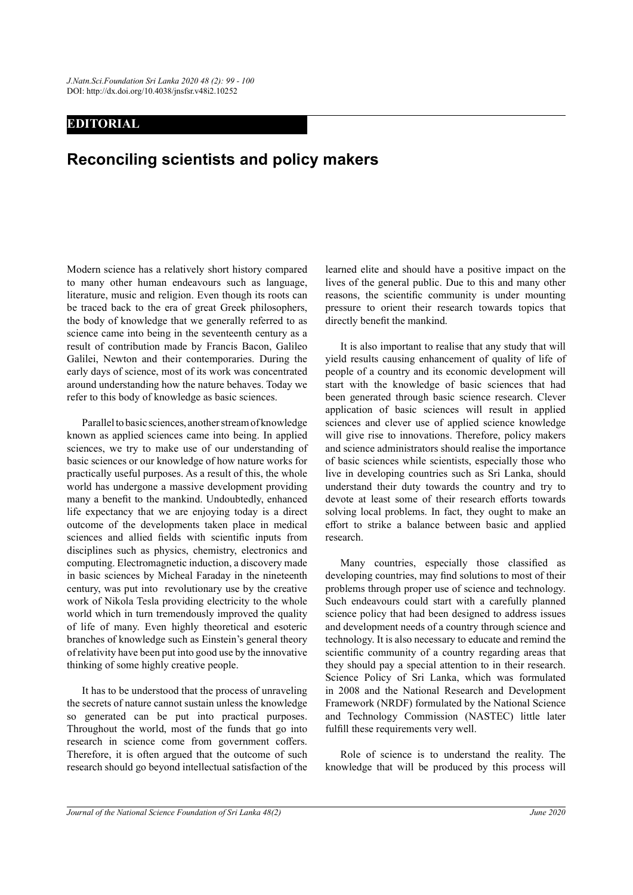EDITORIAL

# Reconciling scientists and policy makers

Modern science has a relatively short history compared to many other human endeavours such as language, literature, music and religion. Even though its roots can be traced back to the era of great Greek philosophers, the body of knowledge that we generally referred to as science came into being in the seventeenth century as a result of contribution made by Francis Bacon, Galileo Galilei, Newton and their contemporaries. During the early days of science, most of its work was concentrated around understanding how the nature behaves. Today we refer to this body of knowledge as basic sciences.

Parallel to basic sciences, another stream of knowledge known as applied sciences came into being. In applied sciences, we try to make use of our understanding of basic sciences or our knowledge of how nature works for practically useful purposes. As a result of this, the whole world has undergone a massive development providing many a benefit to the mankind. Undoubtedly, enhanced life expectancy that we are enjoying today is a direct outcome of the developments taken place in medical sciences and allied fields with scientific inputs from disciplines such as physics, chemistry, electronics and computing. Electromagnetic induction, a discovery made in basic sciences by Micheal Faraday in the nineteenth century, was put into revolutionary use by the creative work of Nikola Tesla providing electricity to the whole world which in turn tremendously improved the quality of life of many. Even highly theoretical and esoteric branches of knowledge such as Einstein's general theory of relativity have been put into good use by the innovative thinking of some highly creative people.

It has to be understood that the process of unraveling the secrets of nature cannot sustain unless the knowledge so generated can be put into practical purposes. Throughout the world, most of the funds that go into research in science come from government coffers. Therefore, it is often argued that the outcome of such research should go beyond intellectual satisfaction of the learned elite and should have a positive impact on the lives of the general public. Due to this and many other reasons, the scientific community is under mounting pressure to orient their research towards topics that directly benefit the mankind.

It is also important to realise that any study that will yield results causing enhancement of quality of life of people of a country and its economic development will start with the knowledge of basic sciences that had been generated through basic science research. Clever application of basic sciences will result in applied sciences and clever use of applied science knowledge will give rise to innovations. Therefore, policy makers and science administrators should realise the importance of basic sciences while scientists, especially those who live in developing countries such as Sri Lanka, should understand their duty towards the country and try to devote at least some of their research efforts towards solving local problems. In fact, they ought to make an effort to strike a balance between basic and applied research.

Many countries, especially those classified as developing countries, may find solutions to most of their problems through proper use of science and technology. Such endeavours could start with a carefully planned science policy that had been designed to address issues and development needs of a country through science and technology. It is also necessary to educate and remind the scientific community of a country regarding areas that they should pay a special attention to in their research. Science Policy of Sri Lanka, which was formulated in 2008 and the National Research and Development Framework (NRDF) formulated by the National Science and Technology Commission (NASTEC) little later fulfill these requirements very well.

Role of science is to understand the reality. The knowledge that will be produced by this process will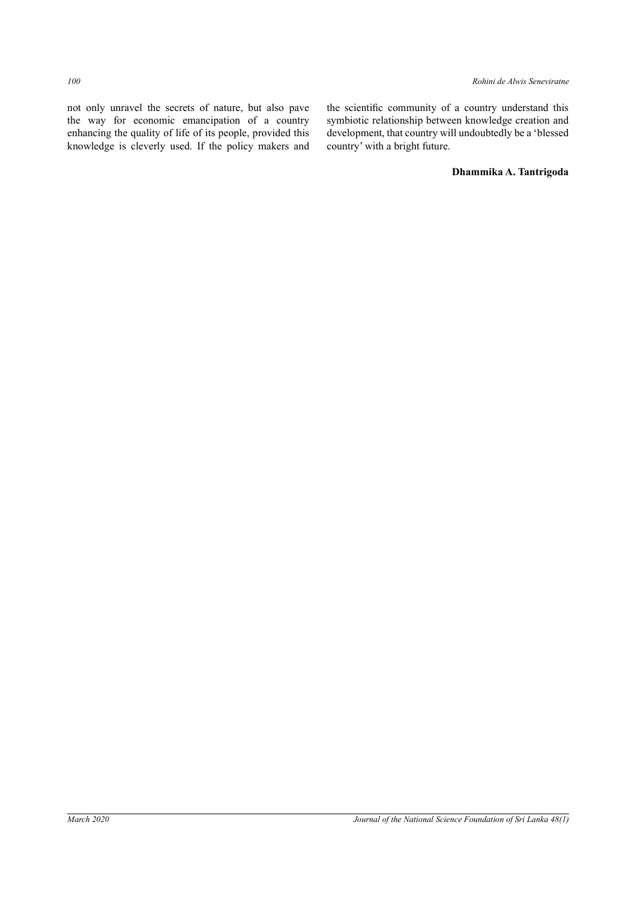not only unravel the secrets of nature, but also pave the way for economic emancipation of a country enhancing the quality of life of its people, provided this knowledge is cleverly used. If the policy makers and the scientific community of a country understand this symbiotic relationship between knowledge creation and development, that country will undoubtedly be a 'blessed country' with a bright future.

**Dhammika A. Tantrigoda**